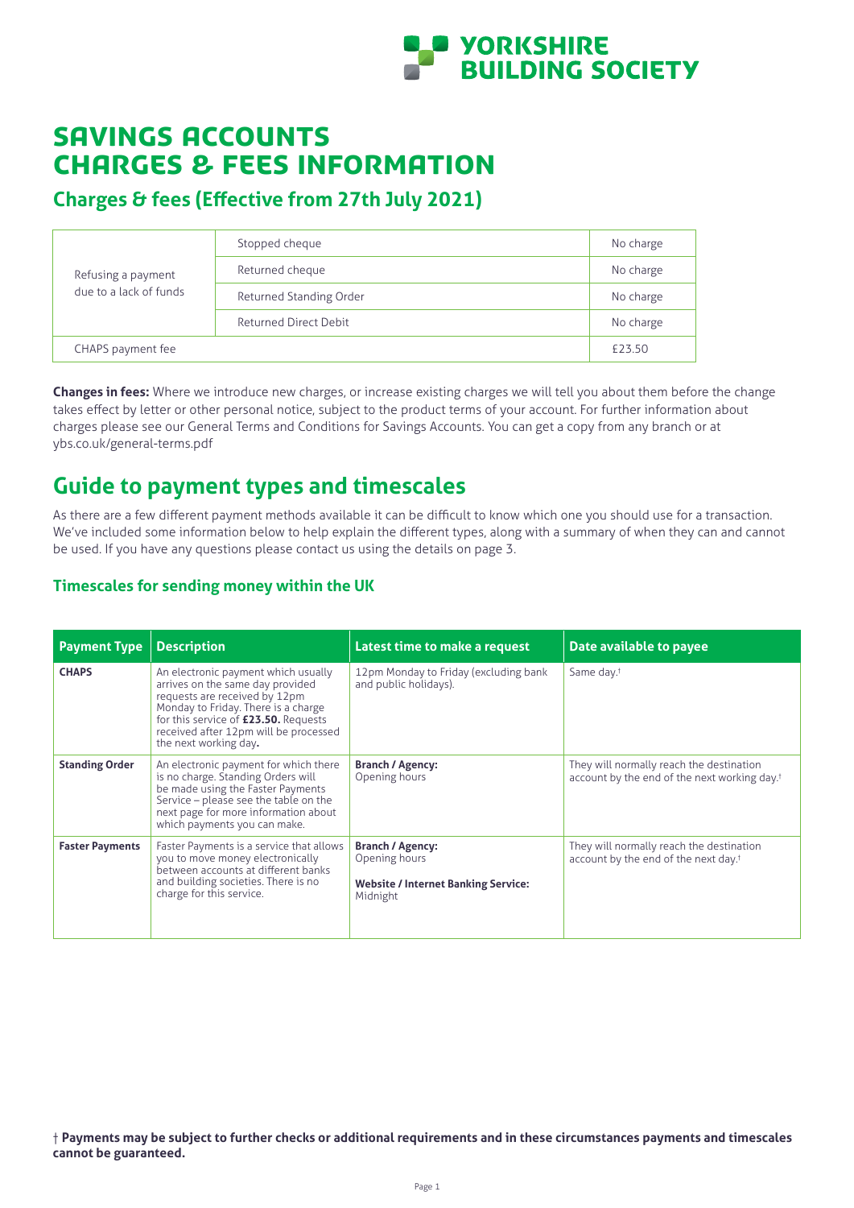# SAVINGS ACCOUNTS CHARGES & FEES INFORMATION

## Charges & fees (Effective from 27th July 2021)

| | | |
|---|---|---|
| Refusing a payment due to a lack of funds | Stopped cheque | No charge |
| | Returned cheque | No charge |
| | Returned Standing Order | No charge |
| | Returned Direct Debit | No charge |
| CHAPS payment fee | | £23.50 |

**Changes in fees:** Where we introduce new charges, or increase existing charges we will tell you about them before the change takes effect by letter or other personal notice, subject to the product terms of your account. For further information about charges please see our General Terms and Conditions for Savings Accounts. You can get a copy from any branch or at ybs.co.uk/general-terms.pdf

## Guide to payment types and timescales

As there are a few different payment methods available it can be difficult to know which one you should use for a transaction. We've included some information below to help explain the different types, along with a summary of when they can and cannot be used. If you have any questions please contact us using the details on page 3.

### Timescales for sending money within the UK

| Payment Type | Description | Latest time to make a request | Date available to payee |
|---|---|---|---|
| **CHAPS** | An electronic payment which usually arrives on the same day provided requests are received by 12pm Monday to Friday. There is a charge for this service of **£23.50.** Requests received after 12pm will be processed the next working day**.** | 12pm Monday to Friday (excluding bank and public holidays). | Same day.† |
| **Standing Order** | An electronic payment for which there is no charge. Standing Orders will be made using the Faster Payments Service – please see the table on the next page for more information about which payments you can make. | **Branch / Agency:** Opening hours | They will normally reach the destination account by the end of the next working day.† |
| **Faster Payments** | Faster Payments is a service that allows you to move money electronically between accounts at different banks and building societies. There is no charge for this service. | **Branch / Agency:** Opening hours<br>**Website / Internet Banking Service:** Midnight | They will normally reach the destination account by the end of the next day.† |

† **Payments may be subject to further checks or additional requirements and in these circumstances payments and timescales cannot be guaranteed.**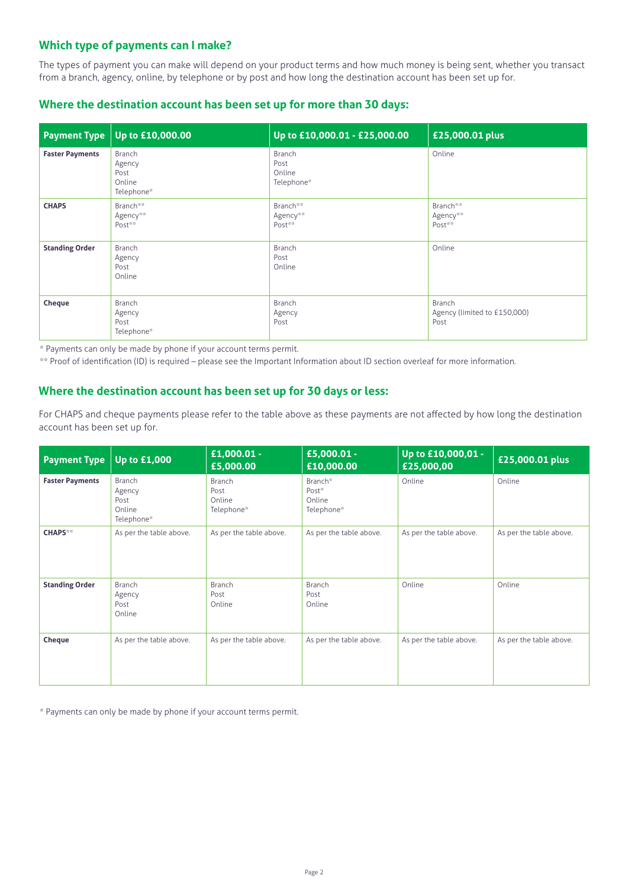## Which type of payments can I make?

The types of payment you can make will depend on your product terms and how much money is being sent, whether you transact from a branch, agency, online, by telephone or by post and how long the destination account has been set up for.

## Where the destination account has been set up for more than 30 days:

| Payment Type | Up to £10,000.00 | Up to £10,000.01 - £25,000.00 | £25,000.01 plus |
|---|---|---|---|
| **Faster Payments** | Branch<br>Agency<br>Post<br>Online<br>Telephone* | Branch<br>Post<br>Online<br>Telephone* | Online |
| **CHAPS** | Branch**<br>Agency**<br>Post** | Branch**<br>Agency**<br>Post** | Branch**<br>Agency**<br>Post** |
| **Standing Order** | Branch<br>Agency<br>Post<br>Online | Branch<br>Post<br>Online | Online |
| **Cheque** | Branch<br>Agency<br>Post<br>Telephone* | Branch<br>Agency<br>Post | Branch<br>Agency (limited to £150,000)<br>Post |

* Payments can only be made by phone if your account terms permit.

** Proof of identification (ID) is required – please see the Important Information about ID section overleaf for more information.

## Where the destination account has been set up for 30 days or less:

For CHAPS and cheque payments please refer to the table above as these payments are not affected by how long the destination account has been set up for.

| Payment Type | Up to £1,000 | £1,000.01 - £5,000.00 | £5,000.01 - £10,000.00 | Up to £10,000,01 - £25,000,00 | £25,000.01 plus |
|---|---|---|---|---|---|
| **Faster Payments** | Branch<br>Agency<br>Post<br>Online<br>Telephone* | Branch<br>Post<br>Online<br>Telephone* | Branch*<br>Post*<br>Online<br>Telephone* | Online | Online |
| **CHAPS**** | As per the table above. | As per the table above. | As per the table above. | As per the table above. | As per the table above. |
| **Standing Order** | Branch<br>Agency<br>Post<br>Online | Branch<br>Post<br>Online | Branch<br>Post<br>Online | Online | Online |
| **Cheque** | As per the table above. | As per the table above. | As per the table above. | As per the table above. | As per the table above. |

* Payments can only be made by phone if your account terms permit.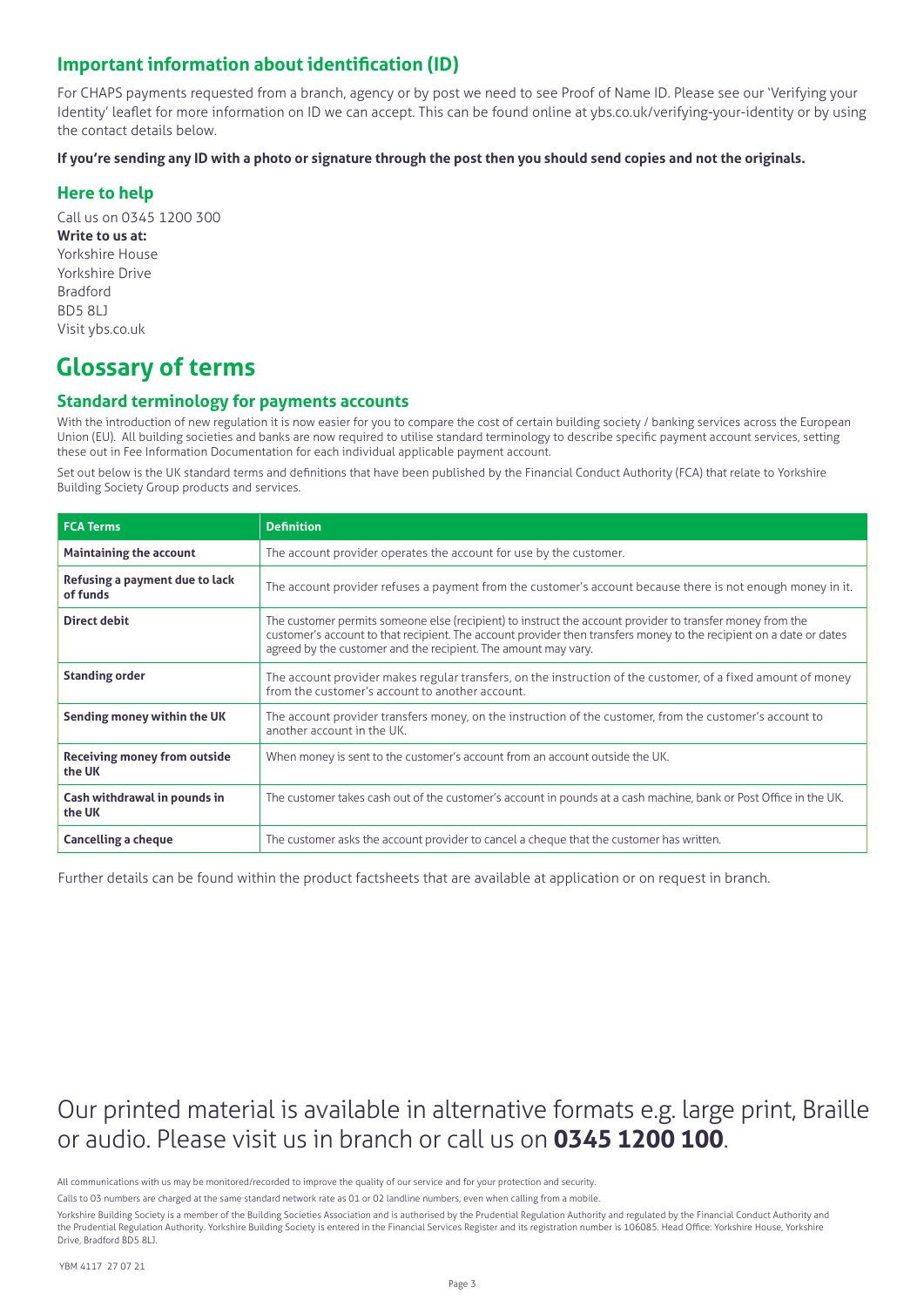## Important information about identification (ID)

For CHAPS payments requested from a branch, agency or by post we need to see Proof of Name ID. Please see our 'Verifying your Identity' leaflet for more information on ID we can accept. This can be found online at ybs.co.uk/verifying-your-identity or by using the contact details below.

**If you're sending any ID with a photo or signature through the post then you should send copies and not the originals.**

### Here to help

Call us on 0345 1200 300
**Write to us at:**
Yorkshire House
Yorkshire Drive
Bradford
BD5 8LJ
Visit ybs.co.uk

# Glossary of terms

### Standard terminology for payments accounts

With the introduction of new regulation it is now easier for you to compare the cost of certain building society / banking services across the European Union (EU). All building societies and banks are now required to utilise standard terminology to describe specific payment account services, setting these out in Fee Information Documentation for each individual applicable payment account.

Set out below is the UK standard terms and definitions that have been published by the Financial Conduct Authority (FCA) that relate to Yorkshire Building Society Group products and services.

| FCA Terms | Definition |
|---|---|
| **Maintaining the account** | The account provider operates the account for use by the customer. |
| **Refusing a payment due to lack of funds** | The account provider refuses a payment from the customer's account because there is not enough money in it. |
| **Direct debit** | The customer permits someone else (recipient) to instruct the account provider to transfer money from the customer's account to that recipient. The account provider then transfers money to the recipient on a date or dates agreed by the customer and the recipient. The amount may vary. |
| **Standing order** | The account provider makes regular transfers, on the instruction of the customer, of a fixed amount of money from the customer's account to another account. |
| **Sending money within the UK** | The account provider transfers money, on the instruction of the customer, from the customer's account to another account in the UK. |
| **Receiving money from outside the UK** | When money is sent to the customer's account from an account outside the UK. |
| **Cash withdrawal in pounds in the UK** | The customer takes cash out of the customer's account in pounds at a cash machine, bank or Post Office in the UK. |
| **Cancelling a cheque** | The customer asks the account provider to cancel a cheque that the customer has written. |

Further details can be found within the product factsheets that are available at application or on request in branch.

Our printed material is available in alternative formats e.g. large print, Braille or audio. Please visit us in branch or call us on **0345 1200 100**.

All communications with us may be monitored/recorded to improve the quality of our service and for your protection and security.

Calls to 03 numbers are charged at the same standard network rate as 01 or 02 landline numbers, even when calling from a mobile.

Yorkshire Building Society is a member of the Building Societies Association and is authorised by the Prudential Regulation Authority and regulated by the Financial Conduct Authority and the Prudential Regulation Authority. Yorkshire Building Society is entered in the Financial Services Register and its registration number is 106085. Head Office: Yorkshire House, Yorkshire Drive, Bradford BD5 8LJ.

YBM 4117 27 07 21